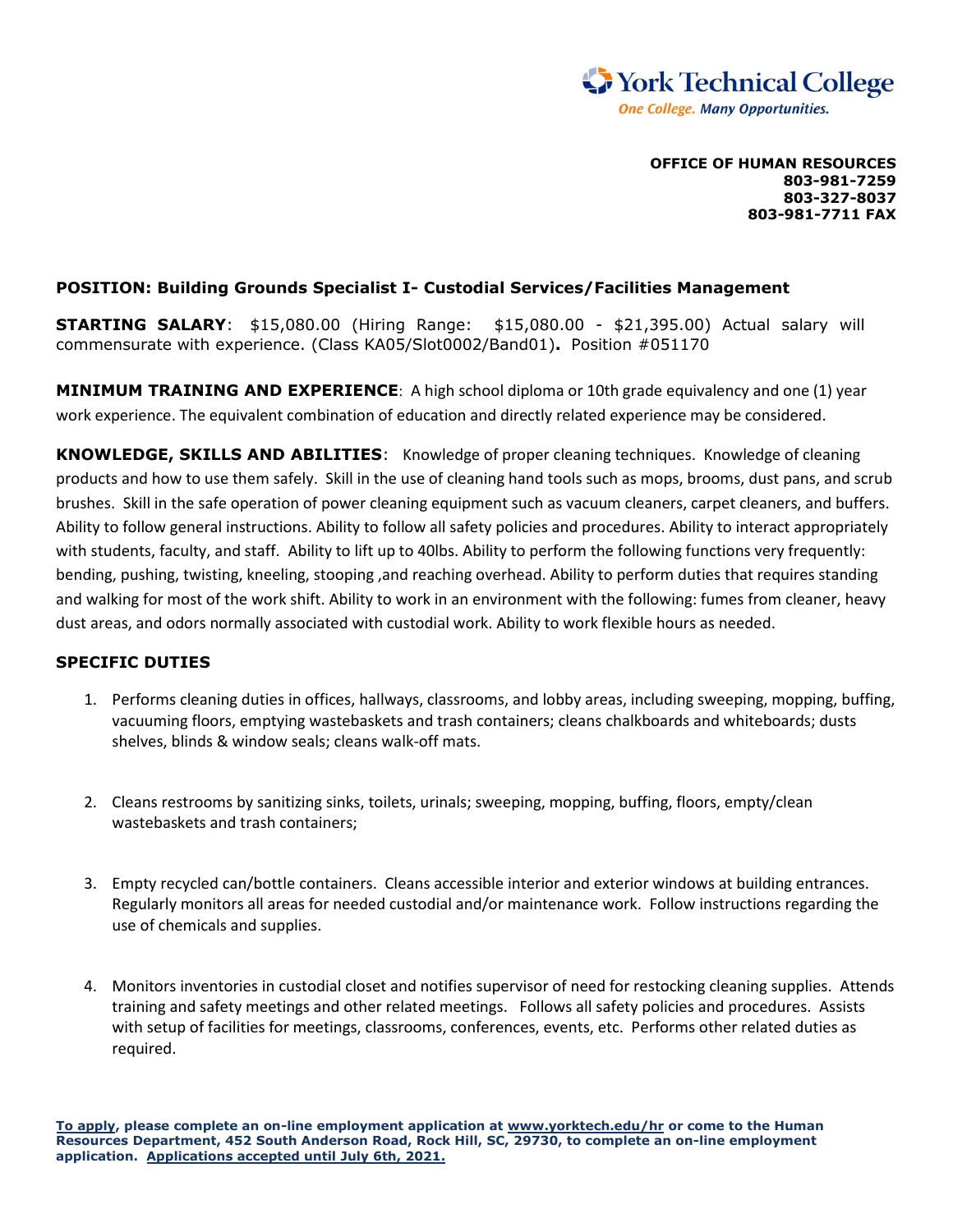York Technical College
*One College. Many Opportunities.*

**OFFICE OF HUMAN RESOURCES**
**803-981-7259**
**803-327-8037**
**803-981-7711 FAX**

**POSITION: Building Grounds Specialist I- Custodial Services/Facilities Management**

**STARTING SALARY**: $15,080.00 (Hiring Range: $15,080.00 - $21,395.00) Actual salary will commensurate with experience. (Class KA05/Slot0002/Band01)**.** Position #051170

**MINIMUM TRAINING AND EXPERIENCE**: A high school diploma or 10th grade equivalency and one (1) year work experience. The equivalent combination of education and directly related experience may be considered.

**KNOWLEDGE, SKILLS AND ABILITIES**: Knowledge of proper cleaning techniques. Knowledge of cleaning products and how to use them safely. Skill in the use of cleaning hand tools such as mops, brooms, dust pans, and scrub brushes. Skill in the safe operation of power cleaning equipment such as vacuum cleaners, carpet cleaners, and buffers. Ability to follow general instructions. Ability to follow all safety policies and procedures. Ability to interact appropriately with students, faculty, and staff. Ability to lift up to 40lbs. Ability to perform the following functions very frequently: bending, pushing, twisting, kneeling, stooping ,and reaching overhead. Ability to perform duties that requires standing and walking for most of the work shift. Ability to work in an environment with the following: fumes from cleaner, heavy dust areas, and odors normally associated with custodial work. Ability to work flexible hours as needed.

**SPECIFIC DUTIES**

1. Performs cleaning duties in offices, hallways, classrooms, and lobby areas, including sweeping, mopping, buffing, vacuuming floors, emptying wastebaskets and trash containers; cleans chalkboards and whiteboards; dusts shelves, blinds & window seals; cleans walk-off mats.

2. Cleans restrooms by sanitizing sinks, toilets, urinals; sweeping, mopping, buffing, floors, empty/clean wastebaskets and trash containers;

3. Empty recycled can/bottle containers. Cleans accessible interior and exterior windows at building entrances. Regularly monitors all areas for needed custodial and/or maintenance work. Follow instructions regarding the use of chemicals and supplies.

4. Monitors inventories in custodial closet and notifies supervisor of need for restocking cleaning supplies. Attends training and safety meetings and other related meetings. Follows all safety policies and procedures. Assists with setup of facilities for meetings, classrooms, conferences, events, etc. Performs other related duties as required.

**To apply, please complete an on-line employment application at www.yorktech.edu/hr or come to the Human Resources Department, 452 South Anderson Road, Rock Hill, SC, 29730, to complete an on-line employment application. Applications accepted until July 6th, 2021.**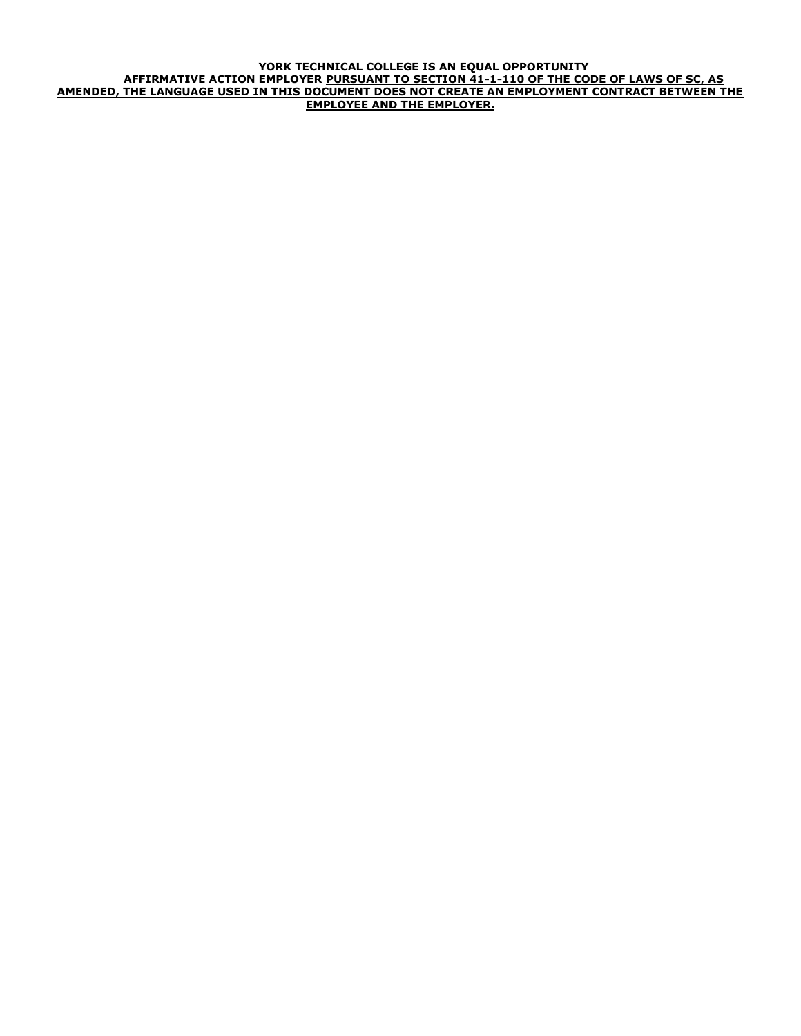**YORK TECHNICAL COLLEGE IS AN EQUAL OPPORTUNITY AFFIRMATIVE ACTION EMPLOYER** **PURSUANT TO SECTION 41-1-110 OF THE CODE OF LAWS OF SC, AS AMENDED, THE LANGUAGE USED IN THIS DOCUMENT DOES NOT CREATE AN EMPLOYMENT CONTRACT BETWEEN THE EMPLOYEE AND THE EMPLOYER.**